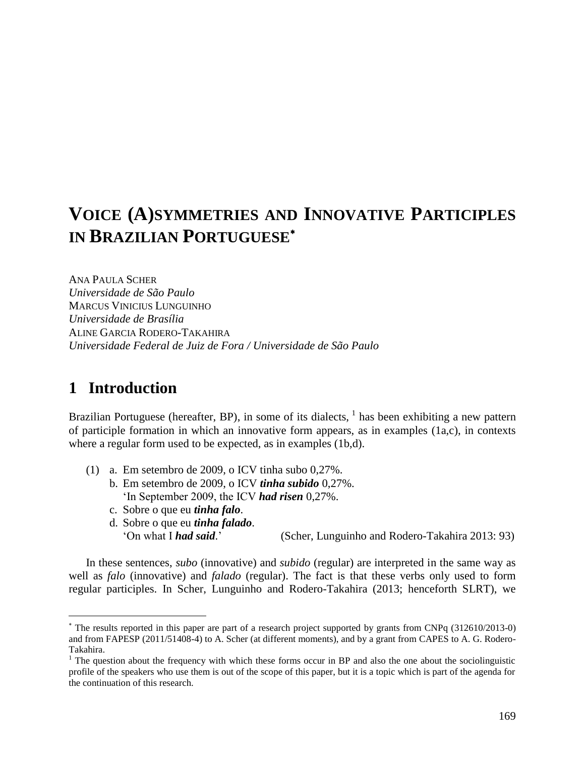# VOICE (A)SYMMETRIES AND INNOVATIVE PARTICIPLES IN BRAZILIAN PORTUGUESE[*]

ANA PAULA SCHER
*Universidade de São Paulo*
MARCUS VINICIUS LUNGUINHO
*Universidade de Brasília*
ALINE GARCIA RODERO-TAKAHIRA
*Universidade Federal de Juiz de Fora / Universidade de São Paulo*

## 1 Introduction

Brazilian Portuguese (hereafter, BP), in some of its dialects, [1] has been exhibiting a new pattern of participle formation in which an innovative form appears, as in examples (1a,c), in contexts where a regular form used to be expected, as in examples (1b,d).

(1) a. Em setembro de 2009, o ICV tinha subo 0,27%.
  b. Em setembro de 2009, o ICV ***tinha subido*** 0,27%.
   'In September 2009, the ICV ***had risen*** 0,27%.
  c. Sobre o que eu ***tinha falo***.
  d. Sobre o que eu ***tinha falado***.
   'On what I ***had said***.' (Scher, Lunguinho and Rodero-Takahira 2013: 93)

In these sentences, *subo* (innovative) and *subido* (regular) are interpreted in the same way as well as *falo* (innovative) and *falado* (regular). The fact is that these verbs only used to form regular participles. In Scher, Lunguinho and Rodero-Takahira (2013; henceforth SLRT), we

---

[*] The results reported in this paper are part of a research project supported by grants from CNPq (312610/2013-0) and from FAPESP (2011/51408-4) to A. Scher (at different moments), and by a grant from CAPES to A. G. Rodero-Takahira.

[1] The question about the frequency with which these forms occur in BP and also the one about the sociolinguistic profile of the speakers who use them is out of the scope of this paper, but it is a topic which is part of the agenda for the continuation of this research.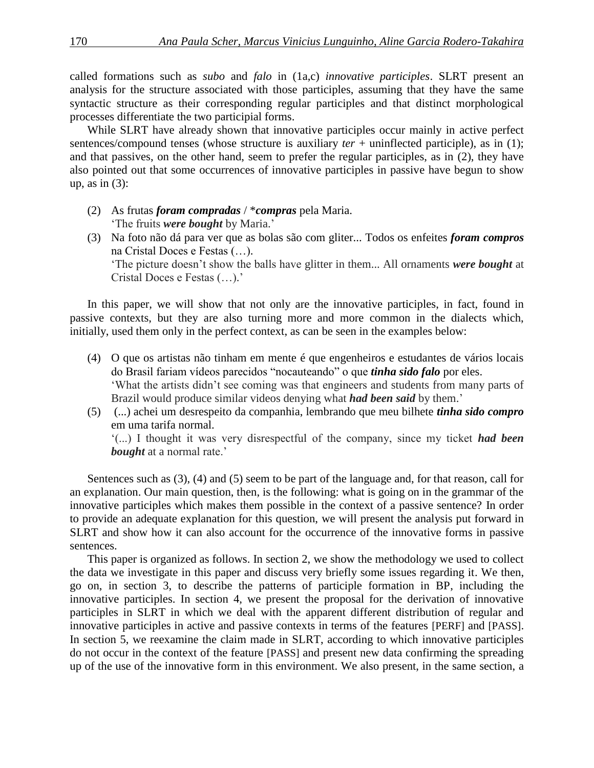called formations such as *subo* and *falo* in (1a,c) *innovative participles*. SLRT present an analysis for the structure associated with those participles, assuming that they have the same syntactic structure as their corresponding regular participles and that distinct morphological processes differentiate the two participial forms.

While SLRT have already shown that innovative participles occur mainly in active perfect sentences/compound tenses (whose structure is auxiliary *ter* + uninflected participle), as in (1); and that passives, on the other hand, seem to prefer the regular participles, as in (2), they have also pointed out that some occurrences of innovative participles in passive have begun to show up, as in (3):

(2) As frutas ***foram compradas*** / \****compras*** pela Maria.
'The fruits ***were bought*** by Maria.'

(3) Na foto não dá para ver que as bolas são com gliter... Todos os enfeites ***foram compros*** na Cristal Doces e Festas (…).
'The picture doesn't show the balls have glitter in them... All ornaments ***were bought*** at Cristal Doces e Festas (…).'

In this paper, we will show that not only are the innovative participles, in fact, found in passive contexts, but they are also turning more and more common in the dialects which, initially, used them only in the perfect context, as can be seen in the examples below:

(4) O que os artistas não tinham em mente é que engenheiros e estudantes de vários locais do Brasil fariam vídeos parecidos "nocauteando" o que ***tinha sido falo*** por eles.
'What the artists didn't see coming was that engineers and students from many parts of Brazil would produce similar videos denying what ***had been said*** by them.'

(5) (...) achei um desrespeito da companhia, lembrando que meu bilhete ***tinha sido compro*** em uma tarifa normal.
'(...) I thought it was very disrespectful of the company, since my ticket ***had been bought*** at a normal rate.'

Sentences such as (3), (4) and (5) seem to be part of the language and, for that reason, call for an explanation. Our main question, then, is the following: what is going on in the grammar of the innovative participles which makes them possible in the context of a passive sentence? In order to provide an adequate explanation for this question, we will present the analysis put forward in SLRT and show how it can also account for the occurrence of the innovative forms in passive sentences.

This paper is organized as follows. In section 2, we show the methodology we used to collect the data we investigate in this paper and discuss very briefly some issues regarding it. We then, go on, in section 3, to describe the patterns of participle formation in BP, including the innovative participles. In section 4, we present the proposal for the derivation of innovative participles in SLRT in which we deal with the apparent different distribution of regular and innovative participles in active and passive contexts in terms of the features [PERF] and [PASS]. In section 5, we reexamine the claim made in SLRT, according to which innovative participles do not occur in the context of the feature [PASS] and present new data confirming the spreading up of the use of the innovative form in this environment. We also present, in the same section, a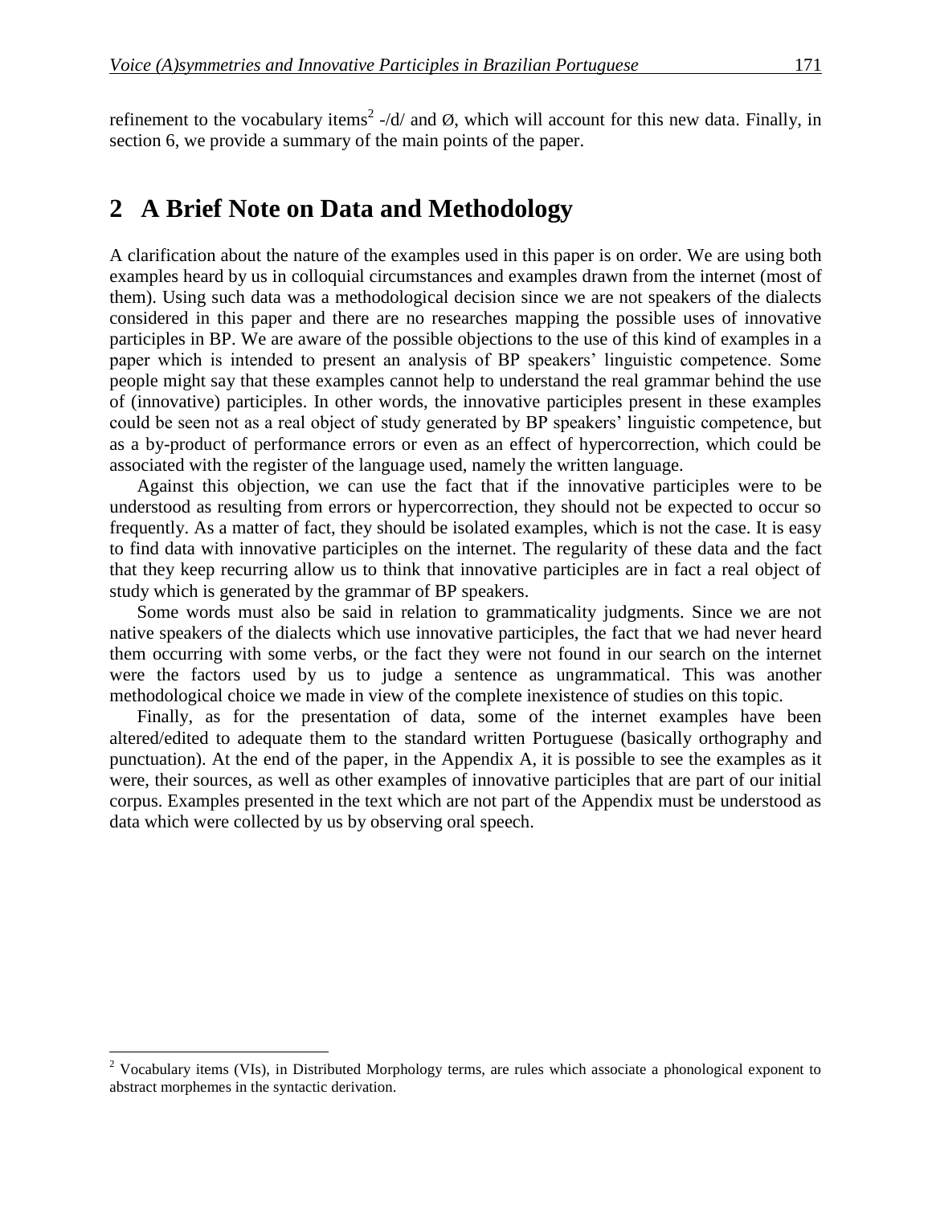refinement to the vocabulary items[2] -/d/ and Ø, which will account for this new data. Finally, in section 6, we provide a summary of the main points of the paper.

## 2 A Brief Note on Data and Methodology

A clarification about the nature of the examples used in this paper is on order. We are using both examples heard by us in colloquial circumstances and examples drawn from the internet (most of them). Using such data was a methodological decision since we are not speakers of the dialects considered in this paper and there are no researches mapping the possible uses of innovative participles in BP. We are aware of the possible objections to the use of this kind of examples in a paper which is intended to present an analysis of BP speakers' linguistic competence. Some people might say that these examples cannot help to understand the real grammar behind the use of (innovative) participles. In other words, the innovative participles present in these examples could be seen not as a real object of study generated by BP speakers' linguistic competence, but as a by-product of performance errors or even as an effect of hypercorrection, which could be associated with the register of the language used, namely the written language.

Against this objection, we can use the fact that if the innovative participles were to be understood as resulting from errors or hypercorrection, they should not be expected to occur so frequently. As a matter of fact, they should be isolated examples, which is not the case. It is easy to find data with innovative participles on the internet. The regularity of these data and the fact that they keep recurring allow us to think that innovative participles are in fact a real object of study which is generated by the grammar of BP speakers.

Some words must also be said in relation to grammaticality judgments. Since we are not native speakers of the dialects which use innovative participles, the fact that we had never heard them occurring with some verbs, or the fact they were not found in our search on the internet were the factors used by us to judge a sentence as ungrammatical. This was another methodological choice we made in view of the complete inexistence of studies on this topic.

Finally, as for the presentation of data, some of the internet examples have been altered/edited to adequate them to the standard written Portuguese (basically orthography and punctuation). At the end of the paper, in the Appendix A, it is possible to see the examples as it were, their sources, as well as other examples of innovative participles that are part of our initial corpus. Examples presented in the text which are not part of the Appendix must be understood as data which were collected by us by observing oral speech.

[2] Vocabulary items (VIs), in Distributed Morphology terms, are rules which associate a phonological exponent to abstract morphemes in the syntactic derivation.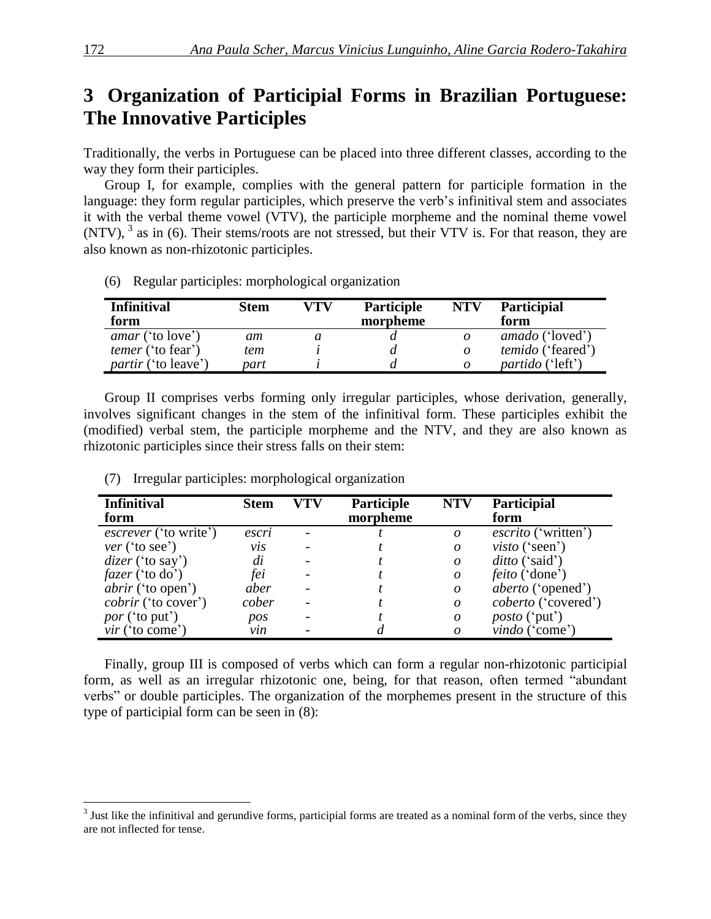# 3 Organization of Participial Forms in Brazilian Portuguese: The Innovative Participles

Traditionally, the verbs in Portuguese can be placed into three different classes, according to the way they form their participles.

Group I, for example, complies with the general pattern for participle formation in the language: they form regular participles, which preserve the verb's infinitival stem and associates it with the verbal theme vowel (VTV), the participle morpheme and the nominal theme vowel (NTV), [3] as in (6). Their stems/roots are not stressed, but their VTV is. For that reason, they are also known as non-rhizotonic participles.

(6) Regular participles: morphological organization

| Infinitival form | Stem | VTV | Participle morpheme | NTV | Participial form |
|---|---|---|---|---|---|
| *amar* ('to love') | *am* | *a* | *d* | *o* | *amado* ('loved') |
| *temer* ('to fear') | *tem* | *i* | *d* | *o* | *temido* ('feared') |
| *partir* ('to leave') | *part* | *i* | *d* | *o* | *partido* ('left') |

Group II comprises verbs forming only irregular participles, whose derivation, generally, involves significant changes in the stem of the infinitival form. These participles exhibit the (modified) verbal stem, the participle morpheme and the NTV, and they are also known as rhizotonic participles since their stress falls on their stem:

(7) Irregular participles: morphological organization

| Infinitival form | Stem | VTV | Participle morpheme | NTV | Participial form |
|---|---|---|---|---|---|
| *escrever* ('to write') | *escri* | - | *t* | *o* | *escrito* ('written') |
| *ver* ('to see') | *vis* | - | *t* | *o* | *visto* ('seen') |
| *dizer* ('to say') | *di* | - | *t* | *o* | *ditto* ('said') |
| *fazer* ('to do') | *fei* | - | *t* | *o* | *feito* ('done') |
| *abrir* ('to open') | *aber* | - | *t* | *o* | *aberto* ('opened') |
| *cobrir* ('to cover') | *cober* | - | *t* | *o* | *coberto* ('covered') |
| *por* ('to put') | *pos* | - | *t* | *o* | *posto* ('put') |
| *vir* ('to come') | *vin* | - | *d* | *o* | *vindo* ('come') |

Finally, group III is composed of verbs which can form a regular non-rhizotonic participial form, as well as an irregular rhizotonic one, being, for that reason, often termed "abundant verbs" or double participles. The organization of the morphemes present in the structure of this type of participial form can be seen in (8):

[3] Just like the infinitival and gerundive forms, participial forms are treated as a nominal form of the verbs, since they are not inflected for tense.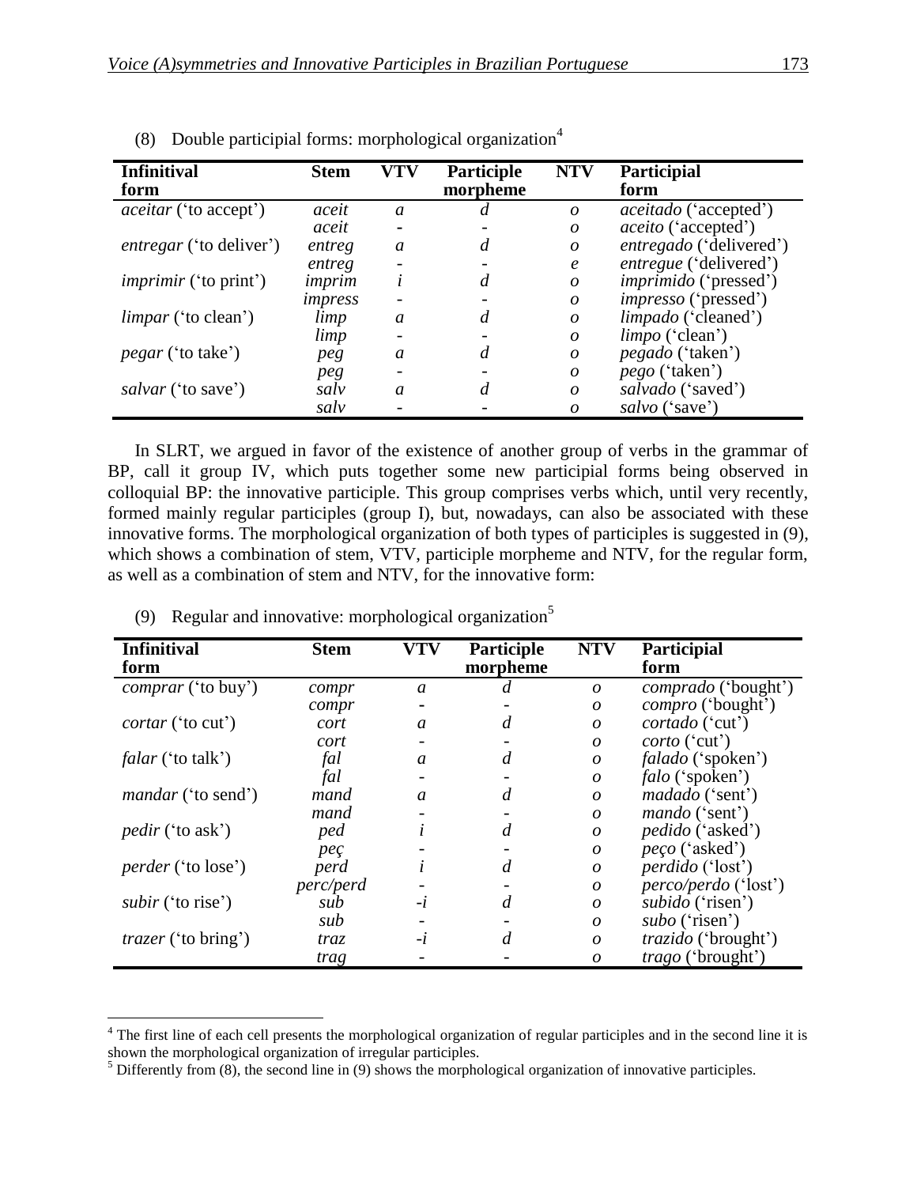(8) Double participial forms: morphological organization[4]

| Infinitival form | Stem | VTV | Participle morpheme | NTV | Participial form |
|---|---|---|---|---|---|
| *aceitar* ('to accept') | *aceit* | *a* | *d* | *o* | *aceitado* ('accepted') |
| | *aceit* | - | - | *o* | *aceito* ('accepted') |
| *entregar* ('to deliver') | *entreg* | *a* | *d* | *o* | *entregado* ('delivered') |
| | *entreg* | - | - | *e* | *entregue* ('delivered') |
| *imprimir* ('to print') | *imprim* | *i* | *d* | *o* | *imprimido* ('pressed') |
| | *impress* | - | - | *o* | *impresso* ('pressed') |
| *limpar* ('to clean') | *limp* | *a* | *d* | *o* | *limpado* ('cleaned') |
| | *limp* | - | - | *o* | *limpo* ('clean') |
| *pegar* ('to take') | *peg* | *a* | *d* | *o* | *pegado* ('taken') |
| | *peg* | - | - | *o* | *pego* ('taken') |
| *salvar* ('to save') | *salv* | *a* | *d* | *o* | *salvado* ('saved') |
| | *salv* | - | - | *o* | *salvo* ('save') |

In SLRT, we argued in favor of the existence of another group of verbs in the grammar of BP, call it group IV, which puts together some new participial forms being observed in colloquial BP: the innovative participle. This group comprises verbs which, until very recently, formed mainly regular participles (group I), but, nowadays, can also be associated with these innovative forms. The morphological organization of both types of participles is suggested in (9), which shows a combination of stem, VTV, participle morpheme and NTV, for the regular form, as well as a combination of stem and NTV, for the innovative form:

(9) Regular and innovative: morphological organization[5]

| Infinitival form | Stem | VTV | Participle morpheme | NTV | Participial form |
|---|---|---|---|---|---|
| *comprar* ('to buy') | *compr* | *a* | *d* | *o* | *comprado* ('bought') |
| | *compr* | - | - | *o* | *compro* ('bought') |
| *cortar* ('to cut') | *cort* | *a* | *d* | *o* | *cortado* ('cut') |
| | *cort* | - | - | *o* | *corto* ('cut') |
| *falar* ('to talk') | *fal* | *a* | *d* | *o* | *falado* ('spoken') |
| | *fal* | - | - | *o* | *falo* ('spoken') |
| *mandar* ('to send') | *mand* | *a* | *d* | *o* | *madado* ('sent') |
| | *mand* | - | - | *o* | *mando* ('sent') |
| *pedir* ('to ask') | *ped* | *i* | *d* | *o* | *pedido* ('asked') |
| | *peç* | - | - | *o* | *peço* ('asked') |
| *perder* ('to lose') | *perd* | *i* | *d* | *o* | *perdido* ('lost') |
| | *perc/perd* | - | - | *o* | *perco/perdo* ('lost') |
| *subir* ('to rise') | *sub* | *-i* | *d* | *o* | *subido* ('risen') |
| | *sub* | - | - | *o* | *subo* ('risen') |
| *trazer* ('to bring') | *traz* | *-i* | *d* | *o* | *trazido* ('brought') |
| | *trag* | - | - | *o* | *trago* ('brought') |

[4] The first line of each cell presents the morphological organization of regular participles and in the second line it is shown the morphological organization of irregular participles.

[5] Differently from (8), the second line in (9) shows the morphological organization of innovative participles.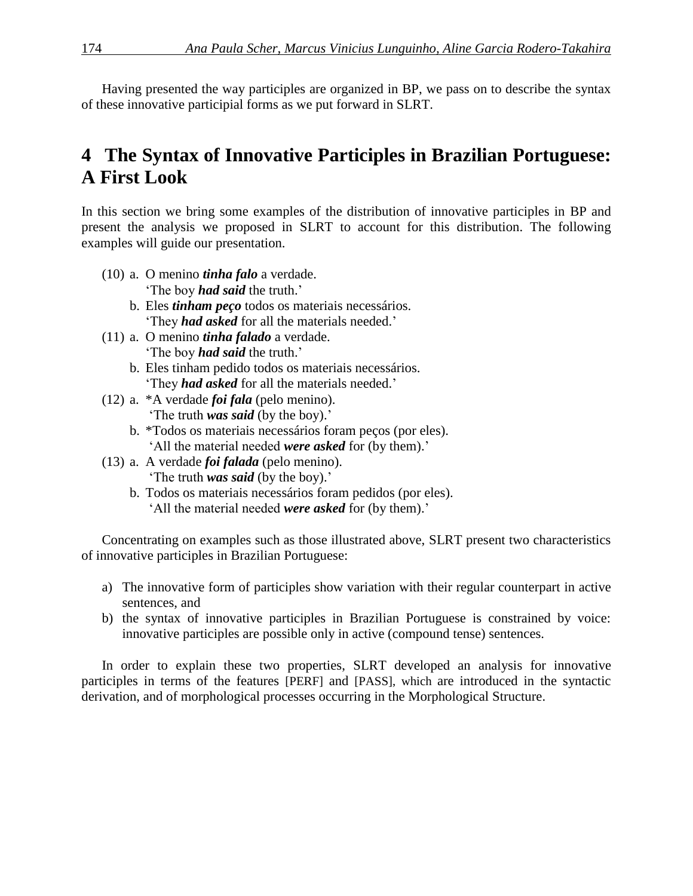Having presented the way participles are organized in BP, we pass on to describe the syntax of these innovative participial forms as we put forward in SLRT.

# 4 The Syntax of Innovative Participles in Brazilian Portuguese: A First Look

In this section we bring some examples of the distribution of innovative participles in BP and present the analysis we proposed in SLRT to account for this distribution. The following examples will guide our presentation.

(10) a. O menino ***tinha falo*** a verdade.
'The boy ***had said*** the truth.'
b. Eles ***tinham peço*** todos os materiais necessários.
'They ***had asked*** for all the materials needed.'

(11) a. O menino ***tinha falado*** a verdade.
'The boy ***had said*** the truth.'
b. Eles tinham pedido todos os materiais necessários.
'They ***had asked*** for all the materials needed.'

(12) a. *A verdade ***foi fala*** (pelo menino).
'The truth ***was said*** (by the boy).'
b. *Todos os materiais necessários foram peços (por eles).
'All the material needed ***were asked*** for (by them).'

(13) a. A verdade ***foi falada*** (pelo menino).
'The truth ***was said*** (by the boy).'
b. Todos os materiais necessários foram pedidos (por eles).
'All the material needed ***were asked*** for (by them).'

Concentrating on examples such as those illustrated above, SLRT present two characteristics of innovative participles in Brazilian Portuguese:

a) The innovative form of participles show variation with their regular counterpart in active sentences, and
b) the syntax of innovative participles in Brazilian Portuguese is constrained by voice: innovative participles are possible only in active (compound tense) sentences.

In order to explain these two properties, SLRT developed an analysis for innovative participles in terms of the features [PERF] and [PASS], which are introduced in the syntactic derivation, and of morphological processes occurring in the Morphological Structure.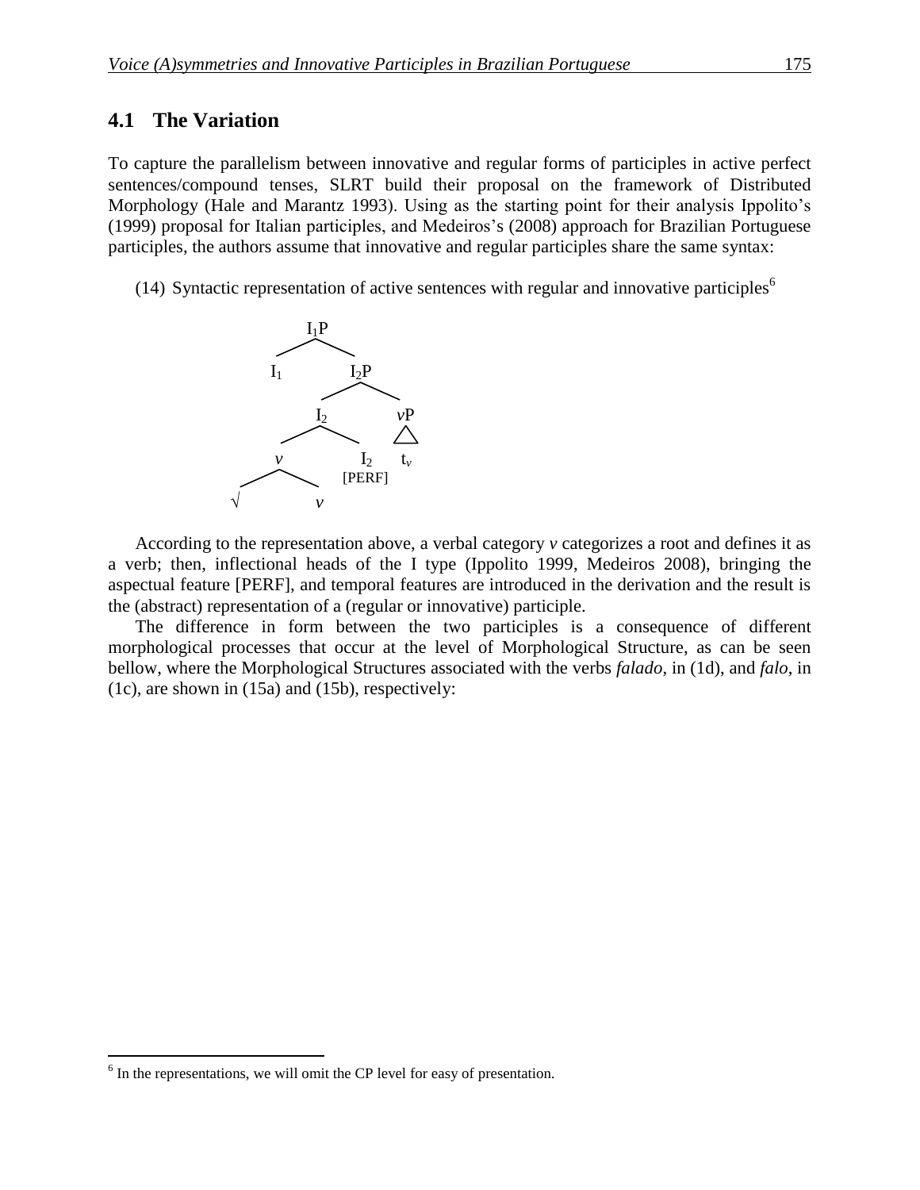## 4.1 The Variation

To capture the parallelism between innovative and regular forms of participles in active perfect sentences/compound tenses, SLRT build their proposal on the framework of Distributed Morphology (Hale and Marantz 1993). Using as the starting point for their analysis Ippolito's (1999) proposal for Italian participles, and Medeiros's (2008) approach for Brazilian Portuguese participles, the authors assume that innovative and regular participles share the same syntax:

(14) Syntactic representation of active sentences with regular and innovative participles[6]

```
              I1P
             /   \
           I1     I2P
                 /    \
               I2      vP
              /  \     /\
             v    I2   tv
            / \  [PERF]
           √   v
```

According to the representation above, a verbal category *v* categorizes a root and defines it as a verb; then, inflectional heads of the I type (Ippolito 1999, Medeiros 2008), bringing the aspectual feature [PERF], and temporal features are introduced in the derivation and the result is the (abstract) representation of a (regular or innovative) participle.

The difference in form between the two participles is a consequence of different morphological processes that occur at the level of Morphological Structure, as can be seen bellow, where the Morphological Structures associated with the verbs *falado*, in (1d), and *falo*, in (1c), are shown in (15a) and (15b), respectively:

---

[6] In the representations, we will omit the CP level for easy of presentation.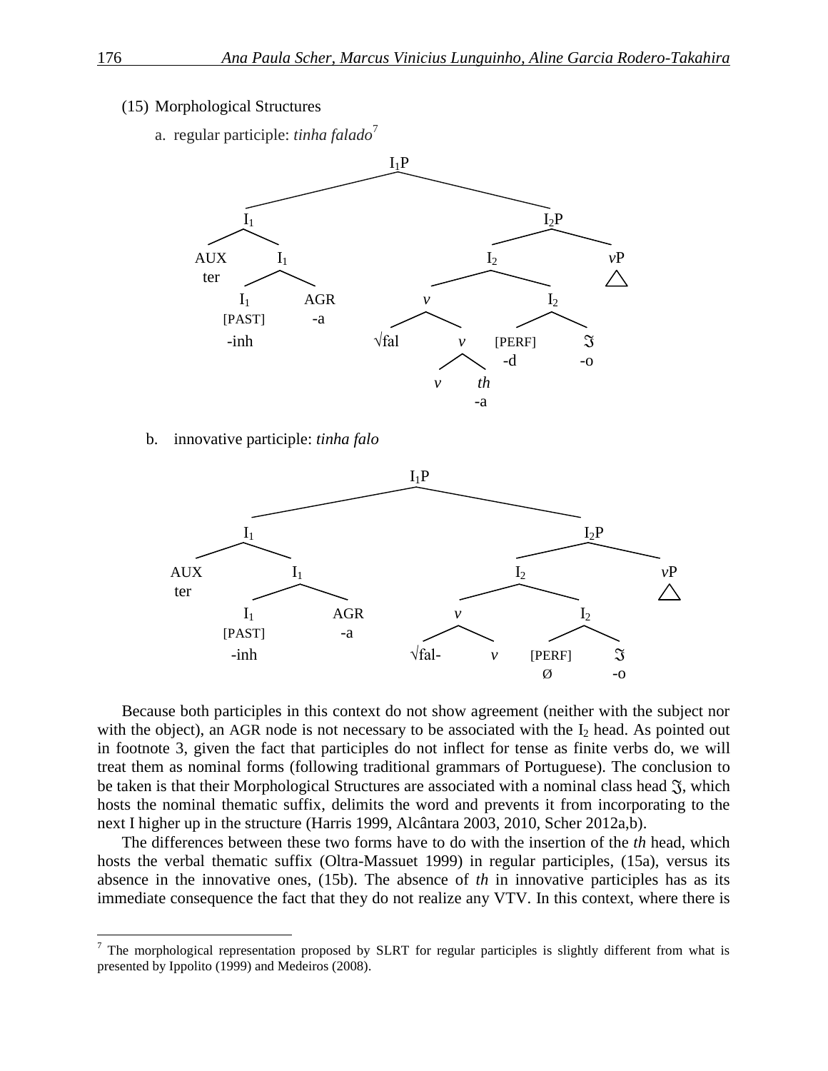(15) Morphological Structures

a. regular participle: *tinha falado*[7]

```
                              I1P
              ________________|________________
             I1                                I2P
        _____|_____                    ________|________
      AUX         I1                  I2                vP
      ter     ____|____         ______|______          /\
             I1       AGR      v             I2
           [PAST]     -a    ___|___       ___|___
            -inh           √fal    v    [PERF]   ℑ
                                ___|___   -d     -o
                                v     th
                                      -a
```

b. innovative participle: *tinha falo*

```
                              I1P
              ________________|________________
             I1                                I2P
        _____|_____                    ________|________
      AUX         I1                  I2                vP
      ter     ____|____         ______|______          /\
             I1       AGR      v             I2
           [PAST]     -a    ___|___       ___|___
            -inh           √fal-   v    [PERF]   ℑ
                                          Ø      -o
```

Because both participles in this context do not show agreement (neither with the subject nor with the object), an AGR node is not necessary to be associated with the $I_2$ head. As pointed out in footnote 3, given the fact that participles do not inflect for tense as finite verbs do, we will treat them as nominal forms (following traditional grammars of Portuguese). The conclusion to be taken is that their Morphological Structures are associated with a nominal class head ℑ, which hosts the nominal thematic suffix, delimits the word and prevents it from incorporating to the next I higher up in the structure (Harris 1999, Alcântara 2003, 2010, Scher 2012a,b).

The differences between these two forms have to do with the insertion of the *th* head, which hosts the verbal thematic suffix (Oltra-Massuet 1999) in regular participles, (15a), versus its absence in the innovative ones, (15b). The absence of *th* in innovative participles has as its immediate consequence the fact that they do not realize any VTV. In this context, where there is

[7] The morphological representation proposed by SLRT for regular participles is slightly different from what is presented by Ippolito (1999) and Medeiros (2008).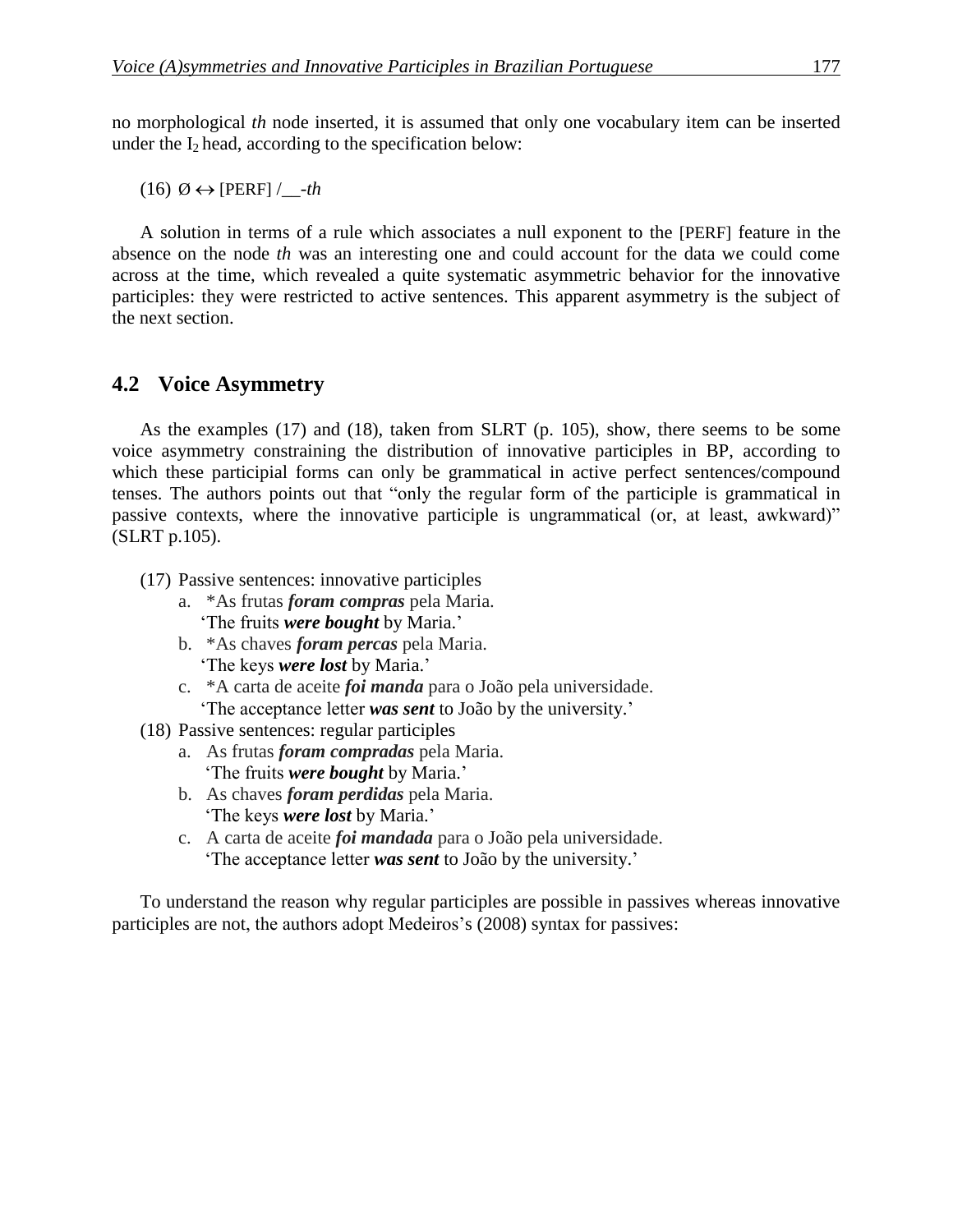no morphological *th* node inserted, it is assumed that only one vocabulary item can be inserted under the $I_2$ head, according to the specification below:

(16) Ø ↔ [PERF] /__-*th*

A solution in terms of a rule which associates a null exponent to the [PERF] feature in the absence on the node *th* was an interesting one and could account for the data we could come across at the time, which revealed a quite systematic asymmetric behavior for the innovative participles: they were restricted to active sentences. This apparent asymmetry is the subject of the next section.

## 4.2 Voice Asymmetry

As the examples (17) and (18), taken from SLRT (p. 105), show, there seems to be some voice asymmetry constraining the distribution of innovative participles in BP, according to which these participial forms can only be grammatical in active perfect sentences/compound tenses. The authors points out that "only the regular form of the participle is grammatical in passive contexts, where the innovative participle is ungrammatical (or, at least, awkward)" (SLRT p.105).

(17) Passive sentences: innovative participles
   a. *As frutas ***foram compras*** pela Maria.
      'The fruits ***were bought*** by Maria.'
   b. *As chaves ***foram percas*** pela Maria.
      'The keys ***were lost*** by Maria.'
   c. *A carta de aceite ***foi manda*** para o João pela universidade.
      'The acceptance letter ***was sent*** to João by the university.'

(18) Passive sentences: regular participles
   a. As frutas ***foram compradas*** pela Maria.
      'The fruits ***were bought*** by Maria.'
   b. As chaves ***foram perdidas*** pela Maria.
      'The keys ***were lost*** by Maria.'
   c. A carta de aceite ***foi mandada*** para o João pela universidade.
      'The acceptance letter ***was sent*** to João by the university.'

To understand the reason why regular participles are possible in passives whereas innovative participles are not, the authors adopt Medeiros's (2008) syntax for passives: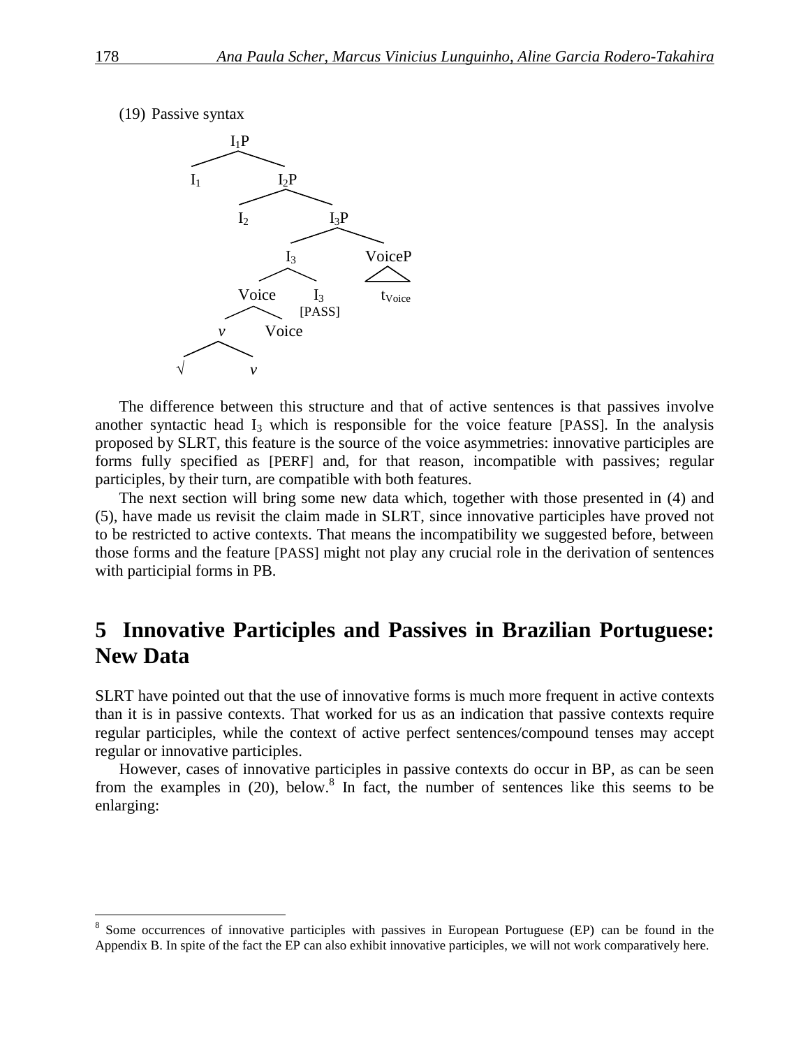(19) Passive syntax

```
I1P
├── I1
└── I2P
    ├── I2
    └── I3P
        ├── I3
        │   ├── Voice
        │   │   ├── v
        │   │   │   ├── √
        │   │   │   └── v
        │   │   └── Voice
        │   └── I3 [PASS]
        └── VoiceP
            └── tVoice
```

The difference between this structure and that of active sentences is that passives involve another syntactic head $I_3$ which is responsible for the voice feature [PASS]. In the analysis proposed by SLRT, this feature is the source of the voice asymmetries: innovative participles are forms fully specified as [PERF] and, for that reason, incompatible with passives; regular participles, by their turn, are compatible with both features.

The next section will bring some new data which, together with those presented in (4) and (5), have made us revisit the claim made in SLRT, since innovative participles have proved not to be restricted to active contexts. That means the incompatibility we suggested before, between those forms and the feature [PASS] might not play any crucial role in the derivation of sentences with participial forms in PB.

## 5 Innovative Participles and Passives in Brazilian Portuguese: New Data

SLRT have pointed out that the use of innovative forms is much more frequent in active contexts than it is in passive contexts. That worked for us as an indication that passive contexts require regular participles, while the context of active perfect sentences/compound tenses may accept regular or innovative participles.

However, cases of innovative participles in passive contexts do occur in BP, as can be seen from the examples in (20), below.[8] In fact, the number of sentences like this seems to be enlarging:

[8] Some occurrences of innovative participles with passives in European Portuguese (EP) can be found in the Appendix B. In spite of the fact the EP can also exhibit innovative participles, we will not work comparatively here.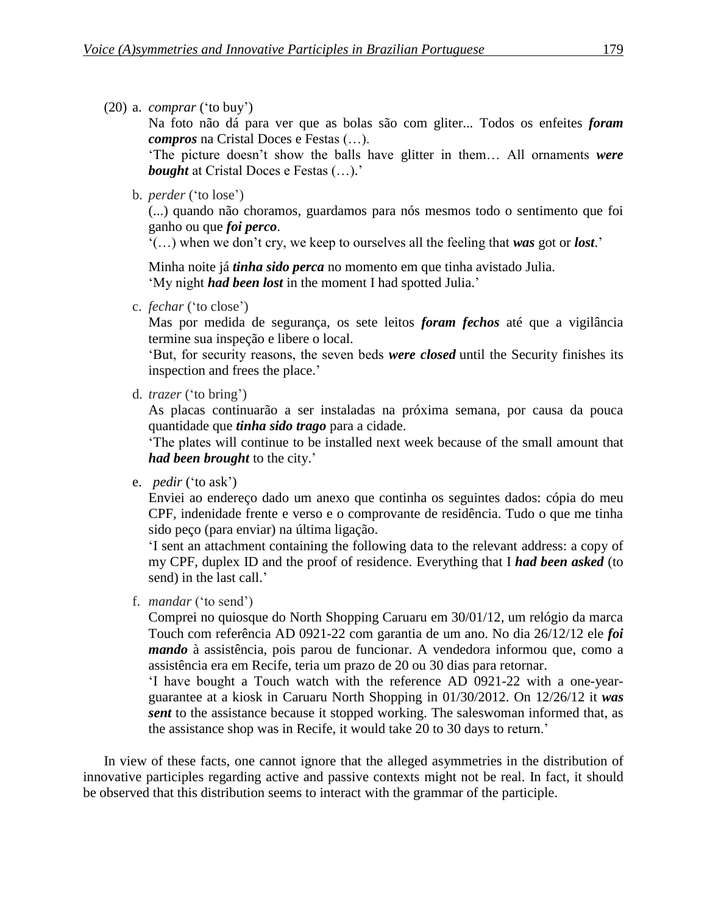(20) a. *comprar* ('to buy')

Na foto não dá para ver que as bolas são com gliter... Todos os enfeites ***foram compros*** na Cristal Doces e Festas (…).
'The picture doesn't show the balls have glitter in them… All ornaments ***were bought*** at Cristal Doces e Festas (…).'

b. *perder* ('to lose')

(...) quando não choramos, guardamos para nós mesmos todo o sentimento que foi ganho ou que ***foi perco***.
'(…) when we don't cry, we keep to ourselves all the feeling that ***was*** got or ***lost***.'

Minha noite já ***tinha sido perca*** no momento em que tinha avistado Julia.
'My night ***had been lost*** in the moment I had spotted Julia.'

c. *fechar* ('to close')

Mas por medida de segurança, os sete leitos ***foram fechos*** até que a vigilância termine sua inspeção e libere o local.
'But, for security reasons, the seven beds ***were closed*** until the Security finishes its inspection and frees the place.'

d. *trazer* ('to bring')

As placas continuarão a ser instaladas na próxima semana, por causa da pouca quantidade que ***tinha sido trago*** para a cidade.
'The plates will continue to be installed next week because of the small amount that ***had been brought*** to the city.'

e. *pedir* ('to ask')

Enviei ao endereço dado um anexo que continha os seguintes dados: cópia do meu CPF, indenidade frente e verso e o comprovante de residência. Tudo o que me tinha sido peço (para enviar) na última ligação.
'I sent an attachment containing the following data to the relevant address: a copy of my CPF, duplex ID and the proof of residence. Everything that I ***had been asked*** (to send) in the last call.'

f. *mandar* ('to send')

Comprei no quiosque do North Shopping Caruaru em 30/01/12, um relógio da marca Touch com referência AD 0921-22 com garantia de um ano. No dia 26/12/12 ele ***foi mando*** à assistência, pois parou de funcionar. A vendedora informou que, como a assistência era em Recife, teria um prazo de 20 ou 30 dias para retornar.
'I have bought a Touch watch with the reference AD 0921-22 with a one-year-guarantee at a kiosk in Caruaru North Shopping in 01/30/2012. On 12/26/12 it ***was sent*** to the assistance because it stopped working. The saleswoman informed that, as the assistance shop was in Recife, it would take 20 to 30 days to return.'

In view of these facts, one cannot ignore that the alleged asymmetries in the distribution of innovative participles regarding active and passive contexts might not be real. In fact, it should be observed that this distribution seems to interact with the grammar of the participle.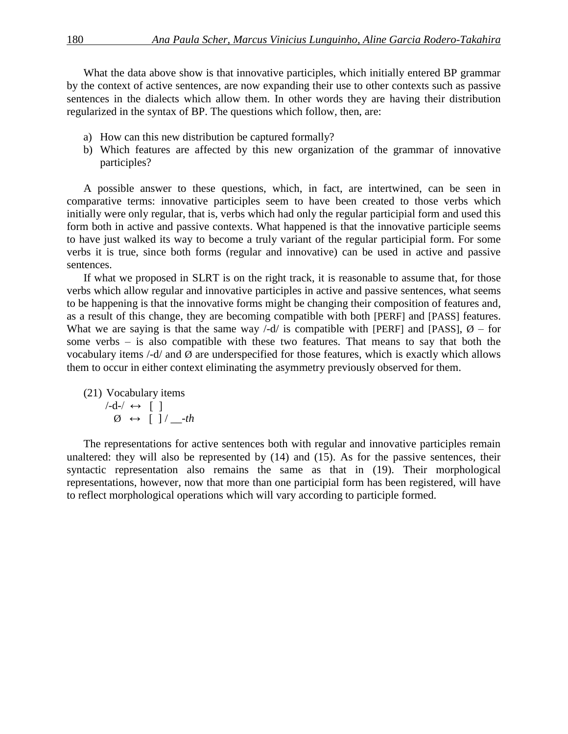What the data above show is that innovative participles, which initially entered BP grammar by the context of active sentences, are now expanding their use to other contexts such as passive sentences in the dialects which allow them. In other words they are having their distribution regularized in the syntax of BP. The questions which follow, then, are:

a) How can this new distribution be captured formally?
b) Which features are affected by this new organization of the grammar of innovative participles?

A possible answer to these questions, which, in fact, are intertwined, can be seen in comparative terms: innovative participles seem to have been created to those verbs which initially were only regular, that is, verbs which had only the regular participial form and used this form both in active and passive contexts. What happened is that the innovative participle seems to have just walked its way to become a truly variant of the regular participial form. For some verbs it is true, since both forms (regular and innovative) can be used in active and passive sentences.

If what we proposed in SLRT is on the right track, it is reasonable to assume that, for those verbs which allow regular and innovative participles in active and passive sentences, what seems to be happening is that the innovative forms might be changing their composition of features and, as a result of this change, they are becoming compatible with both [PERF] and [PASS] features. What we are saying is that the same way /-d/ is compatible with [PERF] and [PASS], Ø – for some verbs – is also compatible with these two features. That means to say that both the vocabulary items /-d/ and Ø are underspecified for those features, which is exactly which allows them to occur in either context eliminating the asymmetry previously observed for them.

(21) Vocabulary items
  /-d-/ ↔ [ ]
  Ø ↔ [ ] / __-*th*

The representations for active sentences both with regular and innovative participles remain unaltered: they will also be represented by (14) and (15). As for the passive sentences, their syntactic representation also remains the same as that in (19). Their morphological representations, however, now that more than one participial form has been registered, will have to reflect morphological operations which will vary according to participle formed.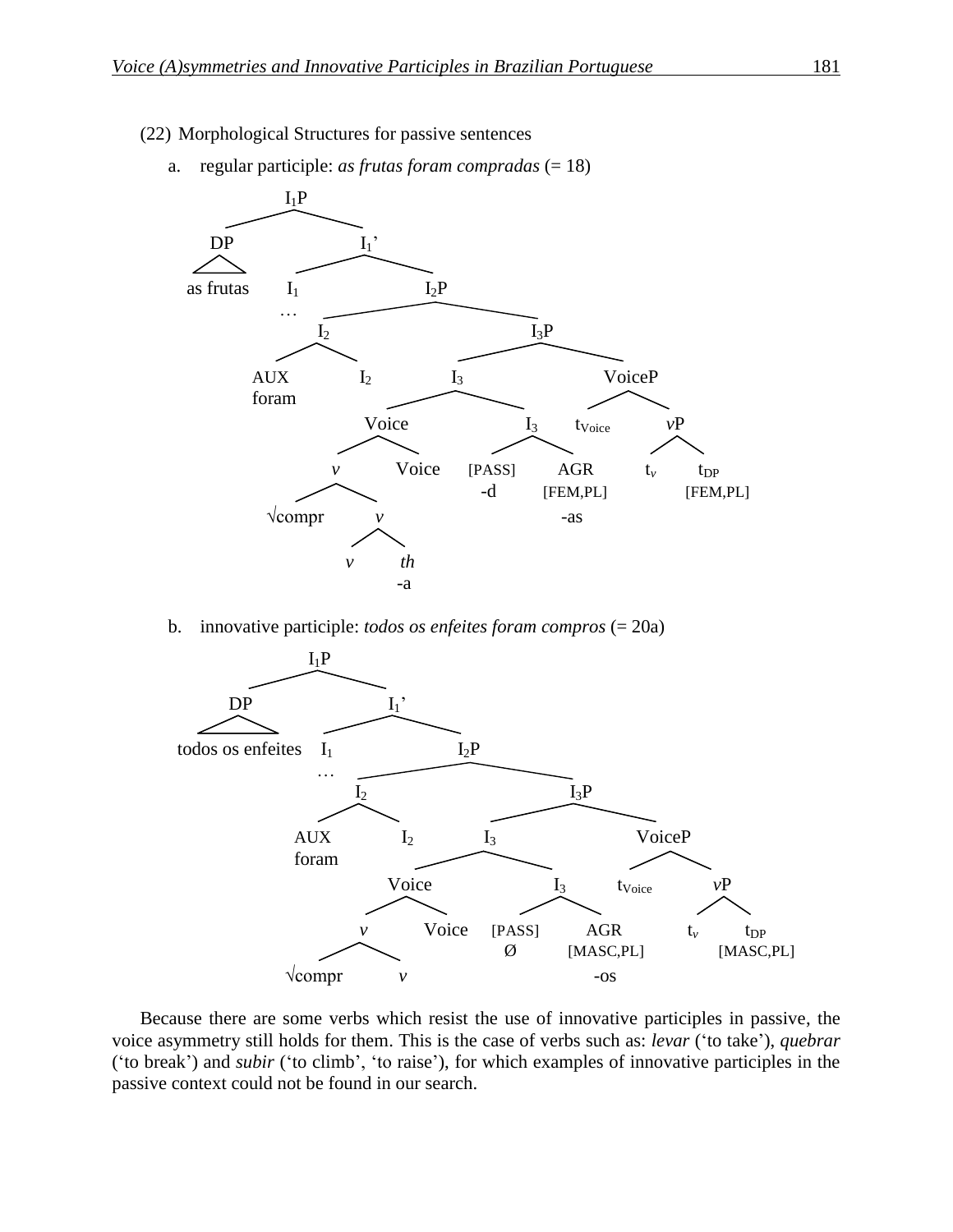(22) Morphological Structures for passive sentences

a. regular participle: *as frutas foram compradas* (= 18)

```
[I1P [DP as frutas]
     [I1' [I1 …]
          [I2P [I2 [AUX foram] [I2]]
               [I3P [I3 [Voice [v √compr [v [v] [th -a]]] [Voice]]
                        [I3 [PASS] -d] [AGR [FEM,PL] -as]]
                    [VoiceP t_Voice [vP t_v t_DP [FEM,PL]]]]]]]
```

b. innovative participle: *todos os enfeites foram compros* (= 20a)

```
[I1P [DP todos os enfeites]
     [I1' [I1 …]
          [I2P [I2 [AUX foram] [I2]]
               [I3P [I3 [Voice [v √compr [v]] [Voice]]
                        [I3 [PASS] Ø] [AGR [MASC,PL] -os]]
                    [VoiceP t_Voice [vP t_v t_DP [MASC,PL]]]]]]]
```

Because there are some verbs which resist the use of innovative participles in passive, the voice asymmetry still holds for them. This is the case of verbs such as: *levar* ('to take'), *quebrar* ('to break') and *subir* ('to climb', 'to raise'), for which examples of innovative participles in the passive context could not be found in our search.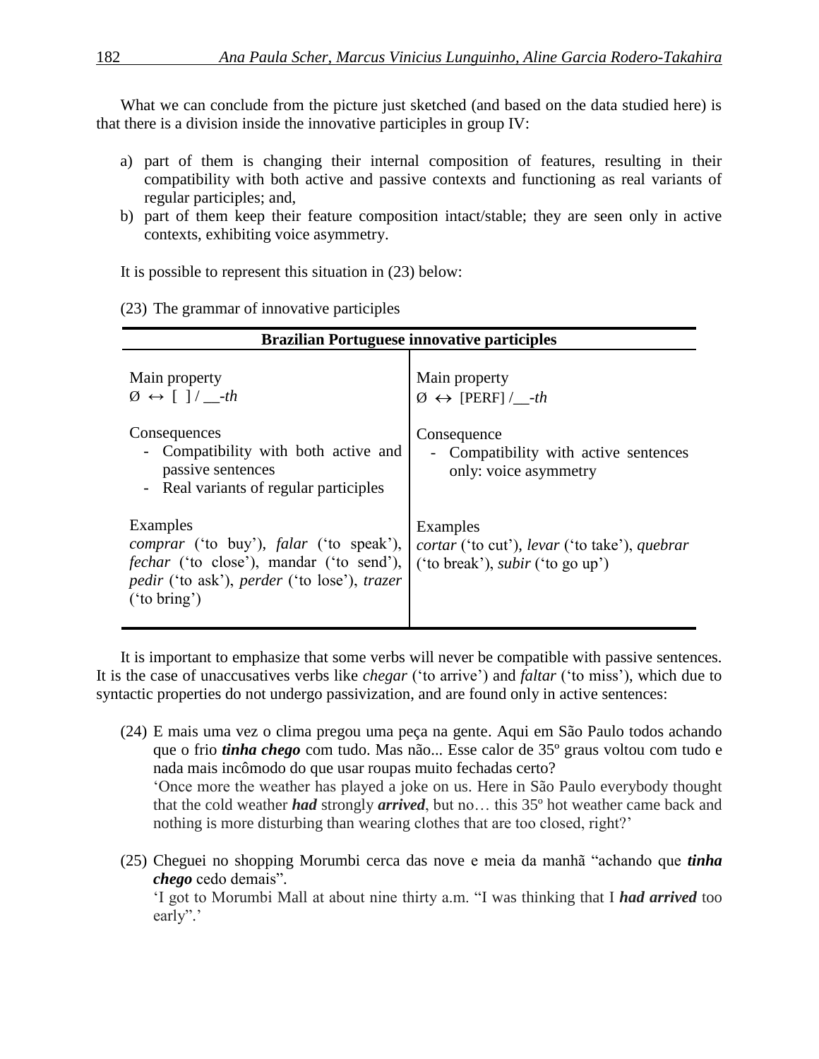What we can conclude from the picture just sketched (and based on the data studied here) is that there is a division inside the innovative participles in group IV:

a) part of them is changing their internal composition of features, resulting in their compatibility with both active and passive contexts and functioning as real variants of regular participles; and,
b) part of them keep their feature composition intact/stable; they are seen only in active contexts, exhibiting voice asymmetry.

It is possible to represent this situation in (23) below:

(23) The grammar of innovative participles

| **Brazilian Portuguese innovative participles** | |
|---|---|
| Main property<br>Ø ↔ [ ] / __-*th* | Main property<br>Ø ↔ [PERF] /__-*th* |
| Consequences<br>- Compatibility with both active and passive sentences<br>- Real variants of regular participles | Consequence<br>- Compatibility with active sentences only: voice asymmetry |
| Examples<br>*comprar* ('to buy'), *falar* ('to speak'), *fechar* ('to close'), mandar ('to send'), *pedir* ('to ask'), *perder* ('to lose'), *trazer* ('to bring') | Examples<br>*cortar* ('to cut'), *levar* ('to take'), *quebrar* ('to break'), *subir* ('to go up') |

It is important to emphasize that some verbs will never be compatible with passive sentences. It is the case of unaccusatives verbs like *chegar* ('to arrive') and *faltar* ('to miss'), which due to syntactic properties do not undergo passivization, and are found only in active sentences:

(24) E mais uma vez o clima pregou uma peça na gente. Aqui em São Paulo todos achando que o frio ***tinha chego*** com tudo. Mas não... Esse calor de 35º graus voltou com tudo e nada mais incômodo do que usar roupas muito fechadas certo?
'Once more the weather has played a joke on us. Here in São Paulo everybody thought that the cold weather ***had*** strongly ***arrived***, but no… this 35º hot weather came back and nothing is more disturbing than wearing clothes that are too closed, right?'

(25) Cheguei no shopping Morumbi cerca das nove e meia da manhã "achando que ***tinha chego*** cedo demais".
'I got to Morumbi Mall at about nine thirty a.m. "I was thinking that I ***had arrived*** too early".'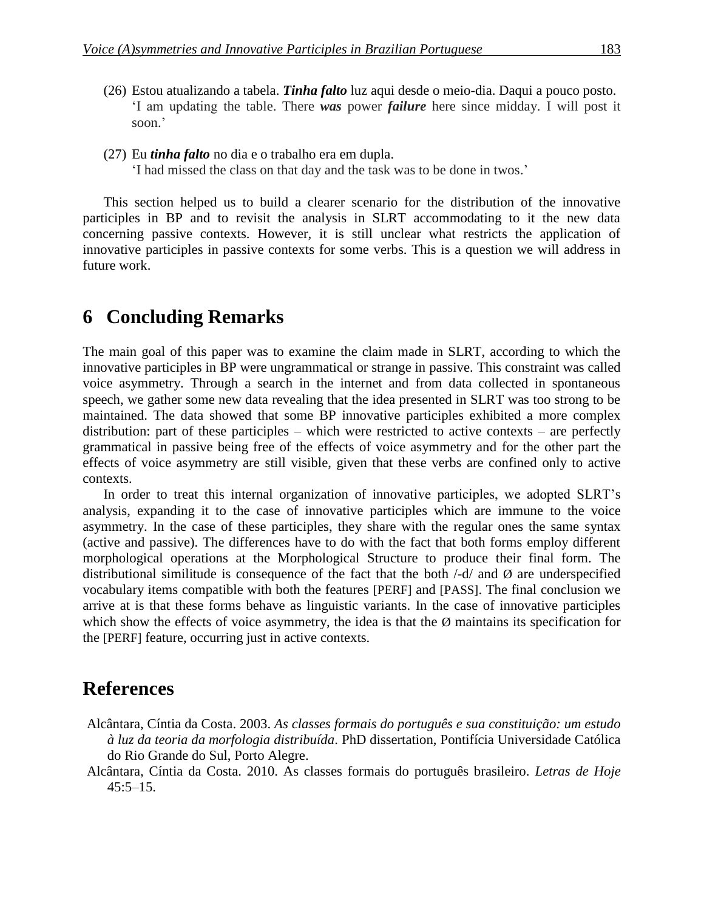(26) Estou atualizando a tabela. ***Tinha falto*** luz aqui desde o meio-dia. Daqui a pouco posto.
 'I am updating the table. There ***was*** power ***failure*** here since midday. I will post it soon.'

(27) Eu ***tinha falto*** no dia e o trabalho era em dupla.
 'I had missed the class on that day and the task was to be done in twos.'

This section helped us to build a clearer scenario for the distribution of the innovative participles in BP and to revisit the analysis in SLRT accommodating to it the new data concerning passive contexts. However, it is still unclear what restricts the application of innovative participles in passive contexts for some verbs. This is a question we will address in future work.

## 6 Concluding Remarks

The main goal of this paper was to examine the claim made in SLRT, according to which the innovative participles in BP were ungrammatical or strange in passive. This constraint was called voice asymmetry. Through a search in the internet and from data collected in spontaneous speech, we gather some new data revealing that the idea presented in SLRT was too strong to be maintained. The data showed that some BP innovative participles exhibited a more complex distribution: part of these participles – which were restricted to active contexts – are perfectly grammatical in passive being free of the effects of voice asymmetry and for the other part the effects of voice asymmetry are still visible, given that these verbs are confined only to active contexts.

In order to treat this internal organization of innovative participles, we adopted SLRT's analysis, expanding it to the case of innovative participles which are immune to the voice asymmetry. In the case of these participles, they share with the regular ones the same syntax (active and passive). The differences have to do with the fact that both forms employ different morphological operations at the Morphological Structure to produce their final form. The distributional similitude is consequence of the fact that the both /-d/ and Ø are underspecified vocabulary items compatible with both the features [PERF] and [PASS]. The final conclusion we arrive at is that these forms behave as linguistic variants. In the case of innovative participles which show the effects of voice asymmetry, the idea is that the Ø maintains its specification for the [PERF] feature, occurring just in active contexts.

## References

Alcântara, Cíntia da Costa. 2003. *As classes formais do português e sua constituição: um estudo à luz da teoria da morfologia distribuída*. PhD dissertation, Pontifícia Universidade Católica do Rio Grande do Sul, Porto Alegre.

Alcântara, Cíntia da Costa. 2010. As classes formais do português brasileiro. *Letras de Hoje* 45:5–15.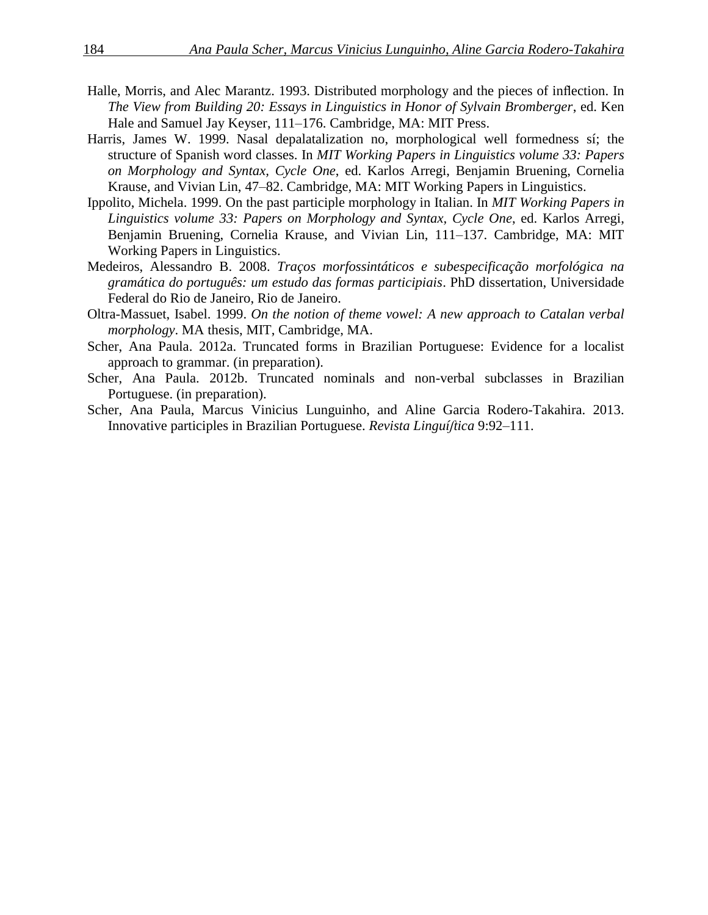Halle, Morris, and Alec Marantz. 1993. Distributed morphology and the pieces of inflection. In *The View from Building 20: Essays in Linguistics in Honor of Sylvain Bromberger*, ed. Ken Hale and Samuel Jay Keyser, 111–176. Cambridge, MA: MIT Press.

Harris, James W. 1999. Nasal depalatalization no, morphological well formedness sí; the structure of Spanish word classes. In *MIT Working Papers in Linguistics volume 33: Papers on Morphology and Syntax, Cycle One*, ed. Karlos Arregi, Benjamin Bruening, Cornelia Krause, and Vivian Lin, 47–82. Cambridge, MA: MIT Working Papers in Linguistics.

Ippolito, Michela. 1999. On the past participle morphology in Italian. In *MIT Working Papers in Linguistics volume 33: Papers on Morphology and Syntax, Cycle One*, ed. Karlos Arregi, Benjamin Bruening, Cornelia Krause, and Vivian Lin, 111–137. Cambridge, MA: MIT Working Papers in Linguistics.

Medeiros, Alessandro B. 2008. *Traços morfossintáticos e subespecificação morfológica na gramática do português: um estudo das formas participiais*. PhD dissertation, Universidade Federal do Rio de Janeiro, Rio de Janeiro.

Oltra-Massuet, Isabel. 1999. *On the notion of theme vowel: A new approach to Catalan verbal morphology*. MA thesis, MIT, Cambridge, MA.

Scher, Ana Paula. 2012a. Truncated forms in Brazilian Portuguese: Evidence for a localist approach to grammar. (in preparation).

Scher, Ana Paula. 2012b. Truncated nominals and non-verbal subclasses in Brazilian Portuguese. (in preparation).

Scher, Ana Paula, Marcus Vinicius Lunguinho, and Aline Garcia Rodero-Takahira. 2013. Innovative participles in Brazilian Portuguese. *Revista Linguíſtica* 9:92–111.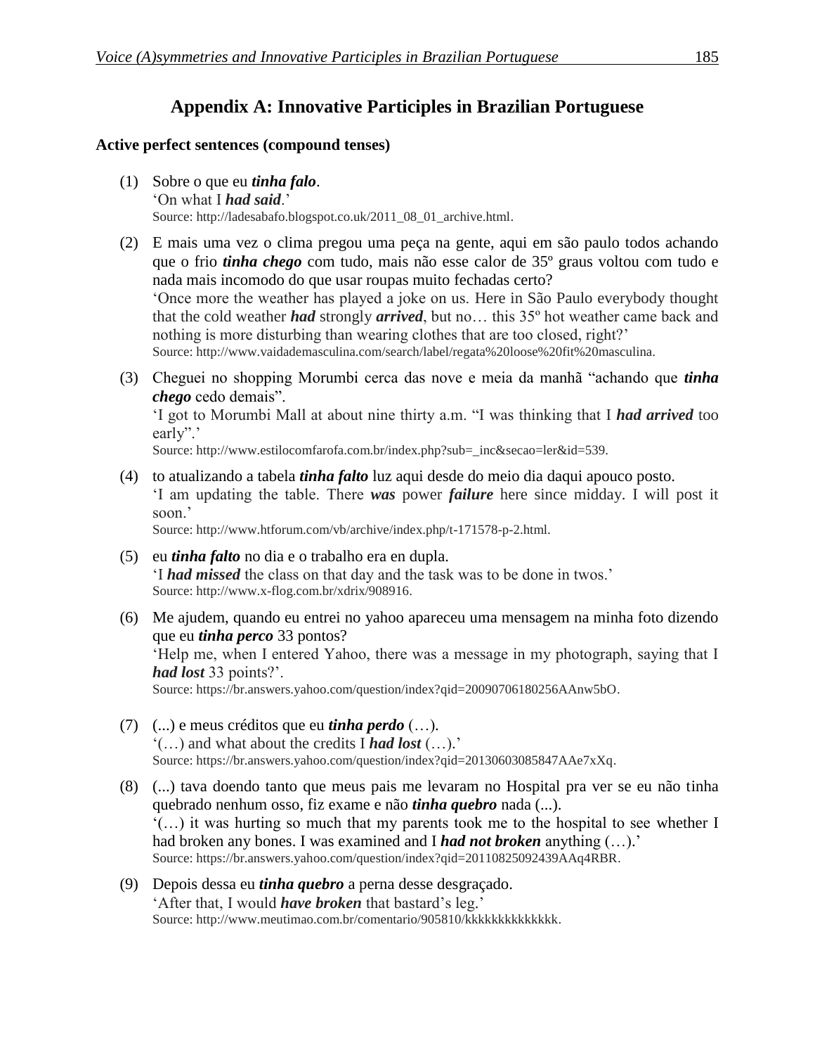## Appendix A: Innovative Participles in Brazilian Portuguese

**Active perfect sentences (compound tenses)**

(1) Sobre o que eu ***tinha falo***.
'On what I ***had said***.'
Source: http://ladesabafo.blogspot.co.uk/2011_08_01_archive.html.

(2) E mais uma vez o clima pregou uma peça na gente, aqui em são paulo todos achando que o frio ***tinha chego*** com tudo, mais não esse calor de 35º graus voltou com tudo e nada mais incomodo do que usar roupas muito fechadas certo?
'Once more the weather has played a joke on us. Here in São Paulo everybody thought that the cold weather ***had*** strongly ***arrived***, but no… this 35º hot weather came back and nothing is more disturbing than wearing clothes that are too closed, right?'
Source: http://www.vaidademasculina.com/search/label/regata%20loose%20fit%20masculina.

(3) Cheguei no shopping Morumbi cerca das nove e meia da manhã "achando que ***tinha chego*** cedo demais".
'I got to Morumbi Mall at about nine thirty a.m. "I was thinking that I ***had arrived*** too early".'
Source: http://www.estilocomfarofa.com.br/index.php?sub=_inc&secao=ler&id=539.

(4) to atualizando a tabela ***tinha falto*** luz aqui desde do meio dia daqui apouco posto.
'I am updating the table. There ***was*** power ***failure*** here since midday. I will post it soon.'
Source: http://www.htforum.com/vb/archive/index.php/t-171578-p-2.html.

(5) eu ***tinha falto*** no dia e o trabalho era en dupla.
'I ***had missed*** the class on that day and the task was to be done in twos.'
Source: http://www.x-flog.com.br/xdrix/908916.

(6) Me ajudem, quando eu entrei no yahoo apareceu uma mensagem na minha foto dizendo que eu ***tinha perco*** 33 pontos?
'Help me, when I entered Yahoo, there was a message in my photograph, saying that I ***had lost*** 33 points?'.
Source: https://br.answers.yahoo.com/question/index?qid=20090706180256AAnw5bO.

(7) (...) e meus créditos que eu ***tinha perdo*** (…).
'(…) and what about the credits I ***had lost*** (…).'
Source: https://br.answers.yahoo.com/question/index?qid=20130603085847AAe7xXq.

(8) (...) tava doendo tanto que meus pais me levaram no Hospital pra ver se eu não tinha quebrado nenhum osso, fiz exame e não ***tinha quebro*** nada (...).
'(…) it was hurting so much that my parents took me to the hospital to see whether I had broken any bones. I was examined and I ***had not broken*** anything (…).'
Source: https://br.answers.yahoo.com/question/index?qid=20110825092439AAq4RBR.

(9) Depois dessa eu ***tinha quebro*** a perna desse desgraçado.
'After that, I would ***have broken*** that bastard's leg.'
Source: http://www.meutimao.com.br/comentario/905810/kkkkkkkkkkkkk.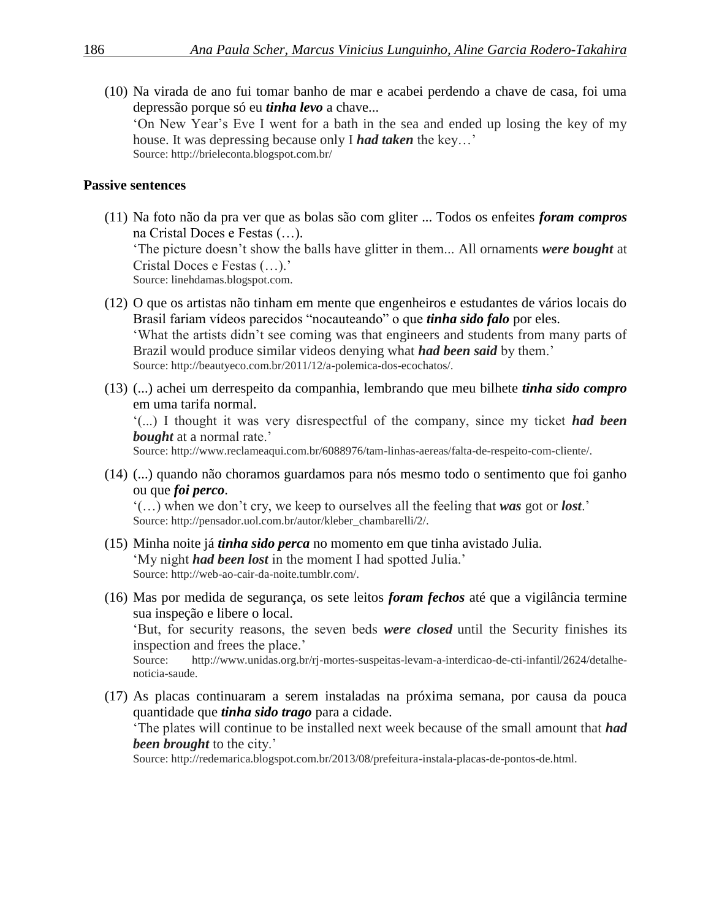(10) Na virada de ano fui tomar banho de mar e acabei perdendo a chave de casa, foi uma depressão porque só eu ***tinha levo*** a chave...
‘On New Year’s Eve I went for a bath in the sea and ended up losing the key of my house. It was depressing because only I ***had taken*** the key…’
Source: http://brieleconta.blogspot.com.br/

**Passive sentences**

(11) Na foto não da pra ver que as bolas são com gliter ... Todos os enfeites ***foram compros*** na Cristal Doces e Festas (…).
‘The picture doesn’t show the balls have glitter in them... All ornaments ***were bought*** at Cristal Doces e Festas (…).’
Source: linehdamas.blogspot.com.

(12) O que os artistas não tinham em mente que engenheiros e estudantes de vários locais do Brasil fariam vídeos parecidos “nocauteando” o que ***tinha sido falo*** por eles.
‘What the artists didn’t see coming was that engineers and students from many parts of Brazil would produce similar videos denying what ***had been said*** by them.’
Source: http://beautyeco.com.br/2011/12/a-polemica-dos-ecochatos/.

(13) (...) achei um derrespeito da companhia, lembrando que meu bilhete ***tinha sido compro*** em uma tarifa normal.
‘(...) I thought it was very disrespectful of the company, since my ticket ***had been bought*** at a normal rate.’
Source: http://www.reclameaqui.com.br/6088976/tam-linhas-aereas/falta-de-respeito-com-cliente/.

(14) (...) quando não choramos guardamos para nós mesmo todo o sentimento que foi ganho ou que ***foi perco***.
‘(…) when we don’t cry, we keep to ourselves all the feeling that ***was*** got or ***lost***.’
Source: http://pensador.uol.com.br/autor/kleber_chambarelli/2/.

(15) Minha noite já ***tinha sido perca*** no momento em que tinha avistado Julia.
‘My night ***had been lost*** in the moment I had spotted Julia.’
Source: http://web-ao-cair-da-noite.tumblr.com/.

(16) Mas por medida de segurança, os sete leitos ***foram fechos*** até que a vigilância termine sua inspeção e libere o local.
‘But, for security reasons, the seven beds ***were closed*** until the Security finishes its inspection and frees the place.’
Source: http://www.unidas.org.br/rj-mortes-suspeitas-levam-a-interdicao-de-cti-infantil/2624/detalhe-noticia-saude.

(17) As placas continuaram a serem instaladas na próxima semana, por causa da pouca quantidade que ***tinha sido trago*** para a cidade.
‘The plates will continue to be installed next week because of the small amount that ***had been brought*** to the city.’
Source: http://redemarica.blogspot.com.br/2013/08/prefeitura-instala-placas-de-pontos-de.html.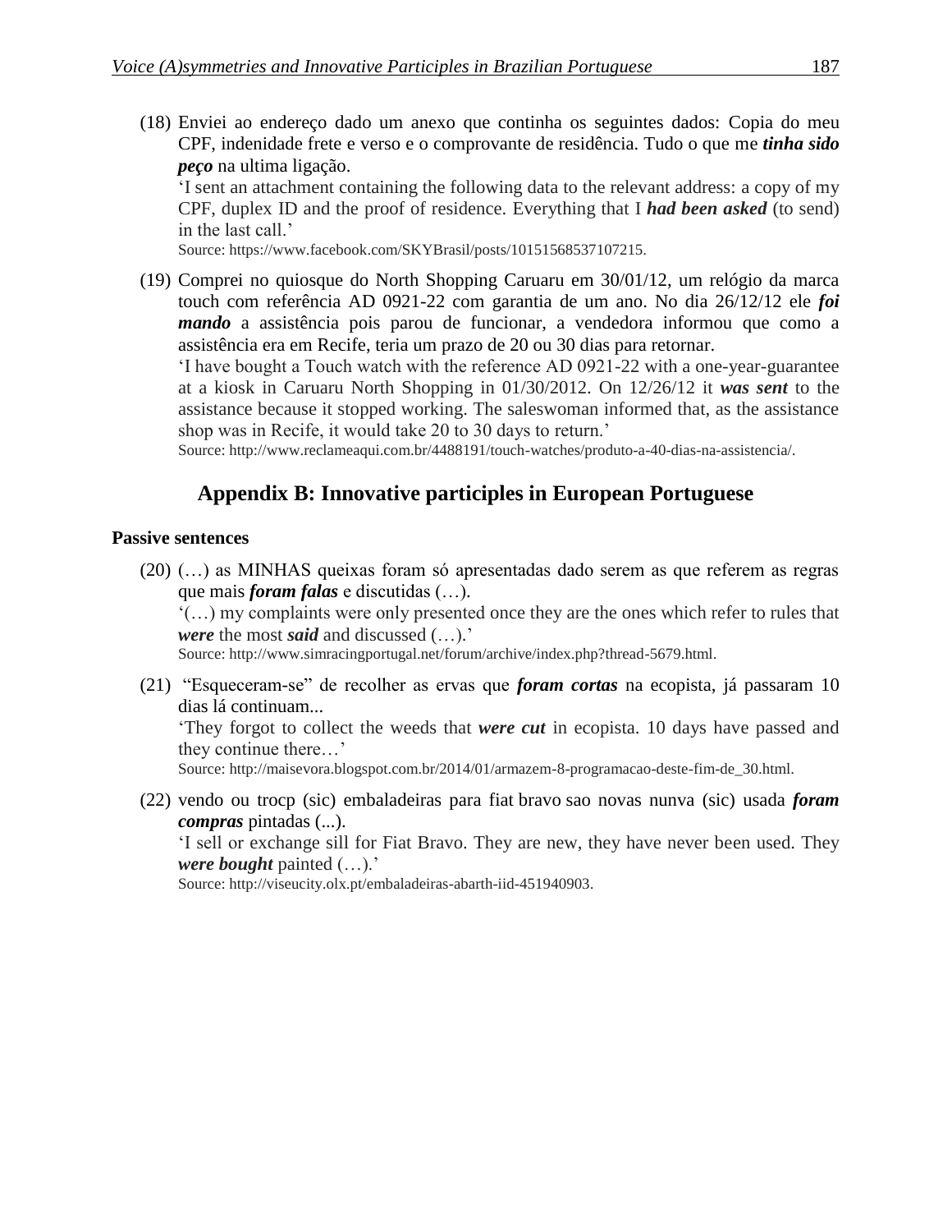(18) Enviei ao endereço dado um anexo que continha os seguintes dados: Copia do meu CPF, indenidade frete e verso e o comprovante de residência. Tudo o que me ***tinha sido peço*** na ultima ligação.
‘I sent an attachment containing the following data to the relevant address: a copy of my CPF, duplex ID and the proof of residence. Everything that I ***had been asked*** (to send) in the last call.’
Source: https://www.facebook.com/SKYBrasil/posts/10151568537107215.

(19) Comprei no quiosque do North Shopping Caruaru em 30/01/12, um relógio da marca touch com referência AD 0921-22 com garantia de um ano. No dia 26/12/12 ele ***foi mando*** a assistência pois parou de funcionar, a vendedora informou que como a assistência era em Recife, teria um prazo de 20 ou 30 dias para retornar.
‘I have bought a Touch watch with the reference AD 0921-22 with a one-year-guarantee at a kiosk in Caruaru North Shopping in 01/30/2012. On 12/26/12 it ***was sent*** to the assistance because it stopped working. The saleswoman informed that, as the assistance shop was in Recife, it would take 20 to 30 days to return.’
Source: http://www.reclameaqui.com.br/4488191/touch-watches/produto-a-40-dias-na-assistencia/.

## Appendix B: Innovative participles in European Portuguese

### Passive sentences

(20) (…) as MINHAS queixas foram só apresentadas dado serem as que referem as regras que mais ***foram falas*** e discutidas (…).
‘(…) my complaints were only presented once they are the ones which refer to rules that ***were*** the most ***said*** and discussed (…).’
Source: http://www.simracingportugal.net/forum/archive/index.php?thread-5679.html.

(21) “Esqueceram-se” de recolher as ervas que ***foram cortas*** na ecopista, já passaram 10 dias lá continuam...
‘They forgot to collect the weeds that ***were cut*** in ecopista. 10 days have passed and they continue there…’
Source: http://maisevora.blogspot.com.br/2014/01/armazem-8-programacao-deste-fim-de_30.html.

(22) vendo ou trocp (sic) embaladeiras para fiat bravo sao novas nunva (sic) usada ***foram compras*** pintadas (...).
‘I sell or exchange sill for Fiat Bravo. They are new, they have never been used. They ***were bought*** painted (…).’
Source: http://viseucity.olx.pt/embaladeiras-abarth-iid-451940903.